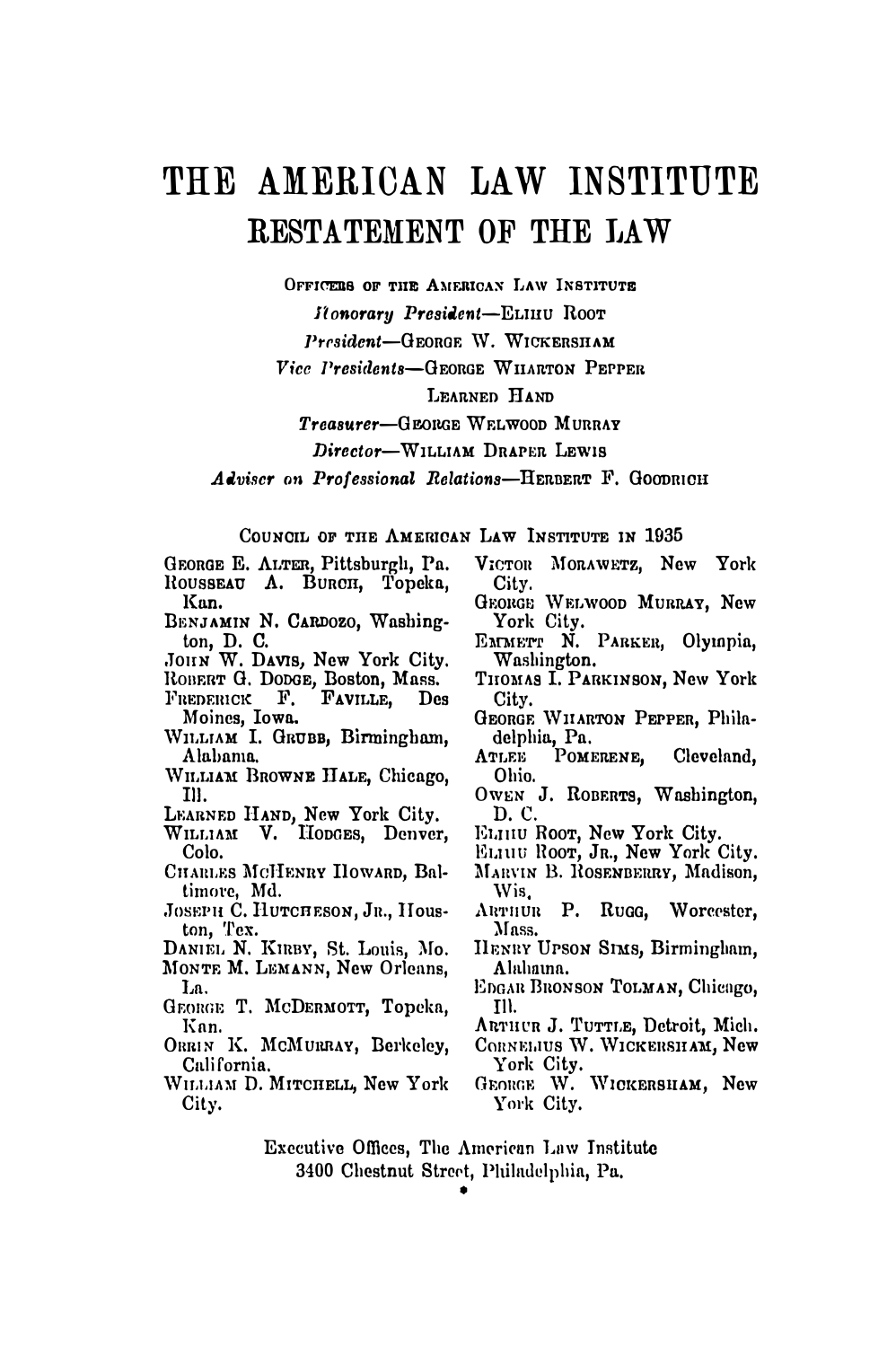# THE AMERICAN LAW INSTITUTE

## RESTATEMENT OF THE LAW

OFFICERS OF THE AMERICAN LAW INSTITUTE

*Honorary President*—ELIHU ROOT

*President*—GEORGE W. WICKERSHAM

*Vice Presidents*—GEORGE WHARTON PEPPER
LEARNED HAND

*Treasurer*—GEORGE WELWOOD MURRAY

*Director*—WILLIAM DRAPER LEWIS

*Adviser on Professional Relations*—HERBERT F. GOODRICH

COUNCIL OF THE AMERICAN LAW INSTITUTE IN 1935

GEORGE E. ALTER, Pittsburgh, Pa.
ROUSSEAU A. BURCH, Topeka, Kan.
BENJAMIN N. CARDOZO, Washington, D. C.
JOHN W. DAVIS, New York City.
ROBERT G. DODGE, Boston, Mass.
FREDERICK F. FAVILLE, Des Moines, Iowa.
WILLIAM I. GRUBB, Birmingham, Alabama.
WILLIAM BROWNE HALE, Chicago, Ill.
LEARNED HAND, New York City.
WILLIAM V. HODGES, Denver, Colo.
CHARLES MCHENRY HOWARD, Baltimore, Md.
JOSEPH C. HUTCHESON, JR., Houston, Tex.
DANIEL N. KIRBY, St. Louis, Mo.
MONTE M. LEMANN, New Orleans, La.
GEORGE T. MCDERMOTT, Topeka, Kan.
ORRIN K. MCMURRAY, Berkeley, California.
WILLIAM D. MITCHELL, New York City.
VICTOR MORAWETZ, New York City.
GEORGE WELWOOD MURRAY, New York City.
EMMETT N. PARKER, Olympia, Washington.
THOMAS I. PARKINSON, New York City.
GEORGE WHARTON PEPPER, Philadelphia, Pa.
ATLEE POMERENE, Cleveland, Ohio.
OWEN J. ROBERTS, Washington, D. C.
ELIHU ROOT, New York City.
ELIHU ROOT, JR., New York City.
MARVIN B. ROSENBERRY, Madison, Wis.
ARTHUR P. RUGG, Worcester, Mass.
HENRY UPSON SIMS, Birmingham, Alabama.
EDGAR BRONSON TOLMAN, Chicago, Ill.
ARTHUR J. TUTTLE, Detroit, Mich.
CORNELIUS W. WICKERSHAM, New York City.
GEORGE W. WICKERSHAM, New York City.

Executive Offices, The American Law Institute
3400 Chestnut Street, Philadelphia, Pa.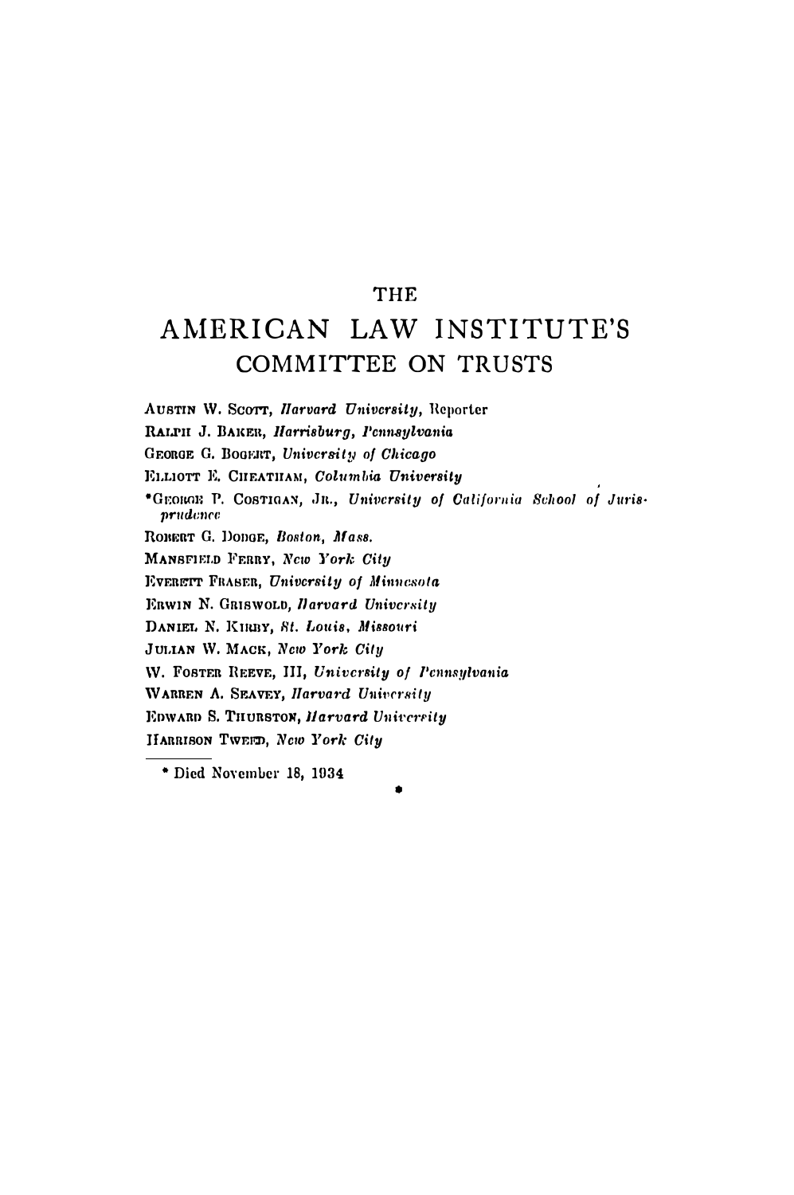# THE AMERICAN LAW INSTITUTE'S COMMITTEE ON TRUSTS

AUSTIN W. SCOTT, *Harvard University*, Reporter
RALPH J. BAKER, *Harrisburg, Pennsylvania*
GEORGE G. BOGERT, *University of Chicago*
ELLIOTT E. CHEATHAM, *Columbia University*
*GEORGE P. COSTIGAN, JR., *University of California School of Jurisprudence*
ROBERT G. DODGE, *Boston, Mass.*
MANSFIELD FERRY, *New York City*
EVERETT FRASER, *University of Minnesota*
ERWIN N. GRISWOLD, *Harvard University*
DANIEL N. KIRBY, *St. Louis, Missouri*
JULIAN W. MACK, *New York City*
W. FOSTER REEVE, III, *University of Pennsylvania*
WARREN A. SEAVEY, *Harvard University*
EDWARD S. THURSTON, *Harvard University*
HARRISON TWEED, *New York City*

* Died November 18, 1934